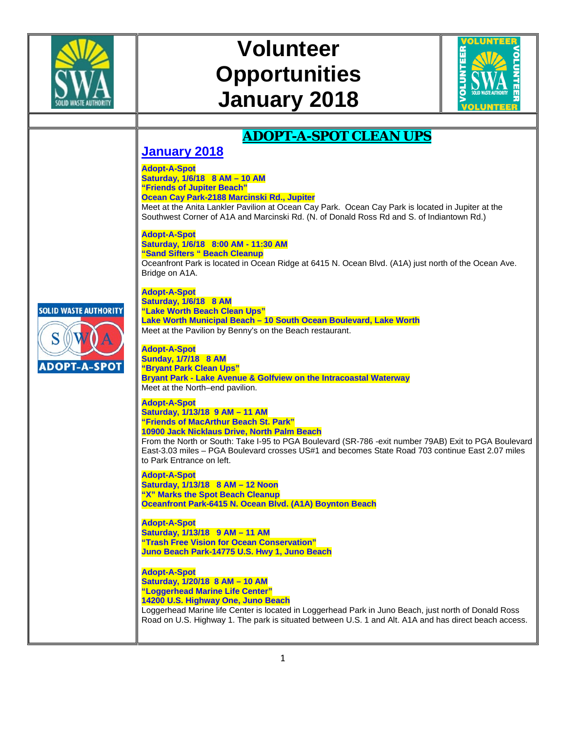# Volunteer Opportunities January 2018

## ADOPT-A-SPOT CLEAN UPS

### January 2018

**Adopt-A-Spot**
**Saturday, 1/6/18 8 AM – 10 AM**
**"Friends of Jupiter Beach"**
**Ocean Cay Park-2188 Marcinski Rd., Jupiter**
Meet at the Anita Lankler Pavilion at Ocean Cay Park. Ocean Cay Park is located in Jupiter at the Southwest Corner of A1A and Marcinski Rd. (N. of Donald Ross Rd and S. of Indiantown Rd.)

**Adopt-A-Spot**
**Saturday, 1/6/18 8:00 AM - 11:30 AM**
**"Sand Sifters " Beach Cleanup**
Oceanfront Park is located in Ocean Ridge at 6415 N. Ocean Blvd. (A1A) just north of the Ocean Ave. Bridge on A1A.

**Adopt-A-Spot**
**Saturday, 1/6/18 8 AM**
**"Lake Worth Beach Clean Ups"**
**Lake Worth Municipal Beach – 10 South Ocean Boulevard, Lake Worth**
Meet at the Pavilion by Benny's on the Beach restaurant.

**Adopt-A-Spot**
**Sunday, 1/7/18 8 AM**
**"Bryant Park Clean Ups"**
**Bryant Park - Lake Avenue & Golfview on the Intracoastal Waterway**
Meet at the North–end pavilion.

**Adopt-A-Spot**
**Saturday, 1/13/18 9 AM – 11 AM**
**"Friends of MacArthur Beach St. Park"**
**10900 Jack Nicklaus Drive, North Palm Beach**
From the North or South: Take I-95 to PGA Boulevard (SR-786 -exit number 79AB) Exit to PGA Boulevard East-3.03 miles – PGA Boulevard crosses US#1 and becomes State Road 703 continue East 2.07 miles to Park Entrance on left.

**Adopt-A-Spot**
**Saturday, 1/13/18 8 AM – 12 Noon**
**"X" Marks the Spot Beach Cleanup**
**Oceanfront Park-6415 N. Ocean Blvd. (A1A) Boynton Beach**

**Adopt-A-Spot**
**Saturday, 1/13/18 9 AM – 11 AM**
**"Trash Free Vision for Ocean Conservation"**
**Juno Beach Park-14775 U.S. Hwy 1, Juno Beach**

**Adopt-A-Spot**
**Saturday, 1/20/18 8 AM – 10 AM**
**"Loggerhead Marine Life Center"**
**14200 U.S. Highway One, Juno Beach**
Loggerhead Marine life Center is located in Loggerhead Park in Juno Beach, just north of Donald Ross Road on U.S. Highway 1. The park is situated between U.S. 1 and Alt. A1A and has direct beach access.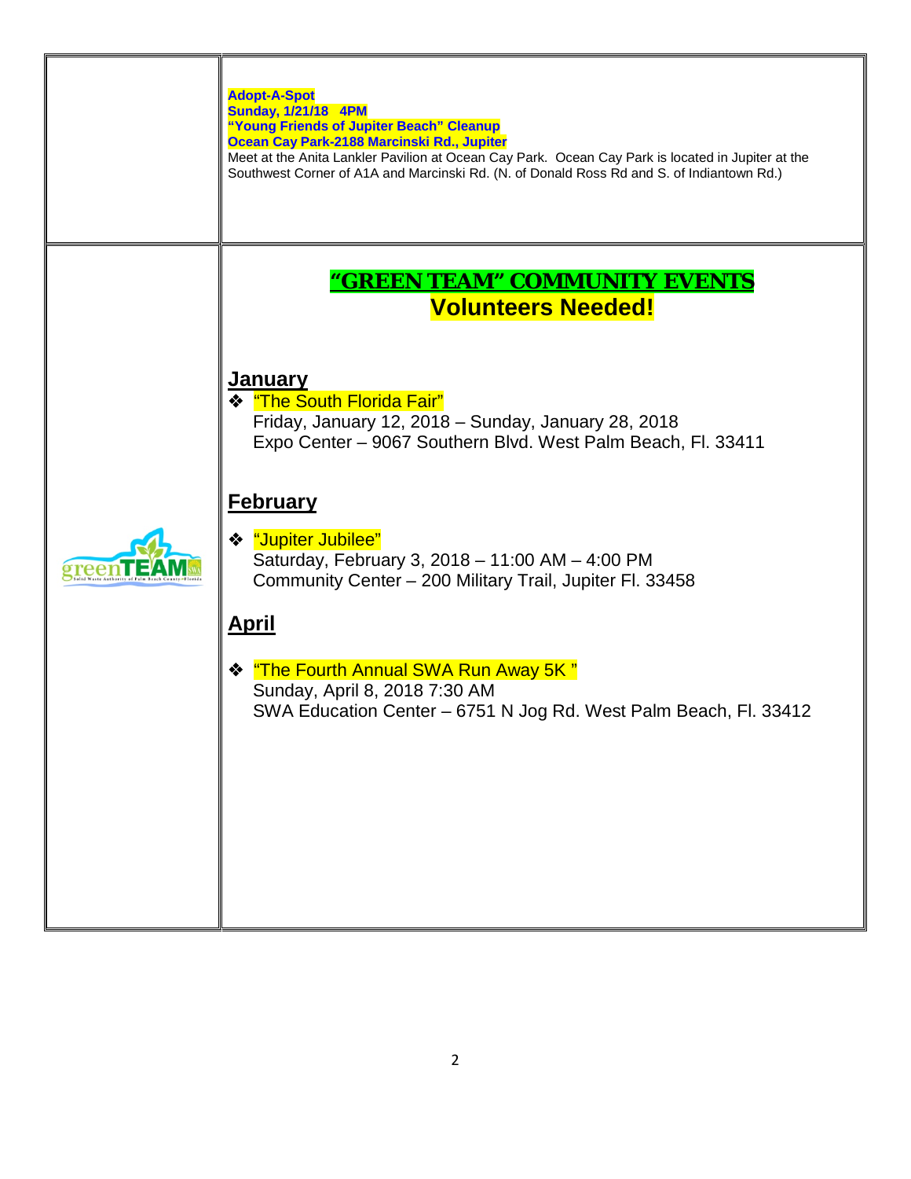**Adopt-A-Spot**
**Sunday, 1/21/18 4PM**
**"Young Friends of Jupiter Beach" Cleanup**
**Ocean Cay Park-2188 Marcinski Rd., Jupiter**
Meet at the Anita Lankler Pavilion at Ocean Cay Park. Ocean Cay Park is located in Jupiter at the Southwest Corner of A1A and Marcinski Rd. (N. of Donald Ross Rd and S. of Indiantown Rd.)

# "GREEN TEAM" COMMUNITY EVENTS
## Volunteers Needed!

### January

- "The South Florida Fair"
  Friday, January 12, 2018 – Sunday, January 28, 2018
  Expo Center – 9067 Southern Blvd. West Palm Beach, Fl. 33411

### February

- "Jupiter Jubilee"
  Saturday, February 3, 2018 – 11:00 AM – 4:00 PM
  Community Center – 200 Military Trail, Jupiter Fl. 33458

### April

- "The Fourth Annual SWA Run Away 5K "
  Sunday, April 8, 2018 7:30 AM
  SWA Education Center – 6751 N Jog Rd. West Palm Beach, Fl. 33412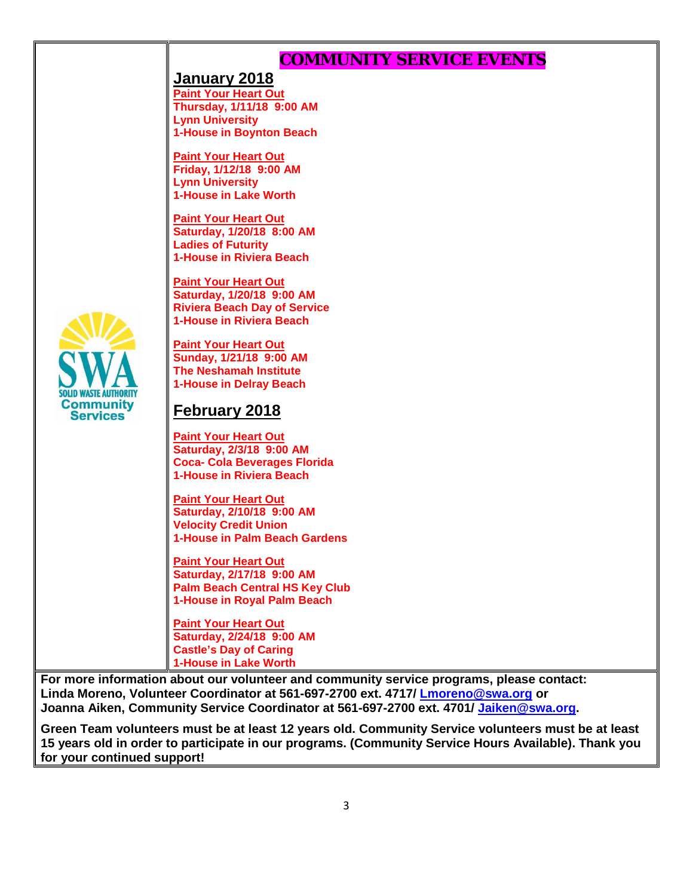# COMMUNITY SERVICE EVENTS

## January 2018

**Paint Your Heart Out**
**Thursday, 1/11/18 9:00 AM**
**Lynn University**
**1-House in Boynton Beach**

**Paint Your Heart Out**
**Friday, 1/12/18 9:00 AM**
**Lynn University**
**1-House in Lake Worth**

**Paint Your Heart Out**
**Saturday, 1/20/18 8:00 AM**
**Ladies of Futurity**
**1-House in Riviera Beach**

**Paint Your Heart Out**
**Saturday, 1/20/18 9:00 AM**
**Riviera Beach Day of Service**
**1-House in Riviera Beach**

**Paint Your Heart Out**
**Sunday, 1/21/18 9:00 AM**
**The Neshamah Institute**
**1-House in Delray Beach**

## February 2018

**Paint Your Heart Out**
**Saturday, 2/3/18 9:00 AM**
**Coca- Cola Beverages Florida**
**1-House in Riviera Beach**

**Paint Your Heart Out**
**Saturday, 2/10/18 9:00 AM**
**Velocity Credit Union**
**1-House in Palm Beach Gardens**

**Paint Your Heart Out**
**Saturday, 2/17/18 9:00 AM**
**Palm Beach Central HS Key Club**
**1-House in Royal Palm Beach**

**Paint Your Heart Out**
**Saturday, 2/24/18 9:00 AM**
**Castle's Day of Caring**
**1-House in Lake Worth**

SWA SOLID WASTE AUTHORITY Community Services

**For more information about our volunteer and community service programs, please contact:**
**Linda Moreno, Volunteer Coordinator at 561-697-2700 ext. 4717/ Lmoreno@swa.org or**
**Joanna Aiken, Community Service Coordinator at 561-697-2700 ext. 4701/ Jaiken@swa.org.**

**Green Team volunteers must be at least 12 years old. Community Service volunteers must be at least 15 years old in order to participate in our programs. (Community Service Hours Available). Thank you for your continued support!**